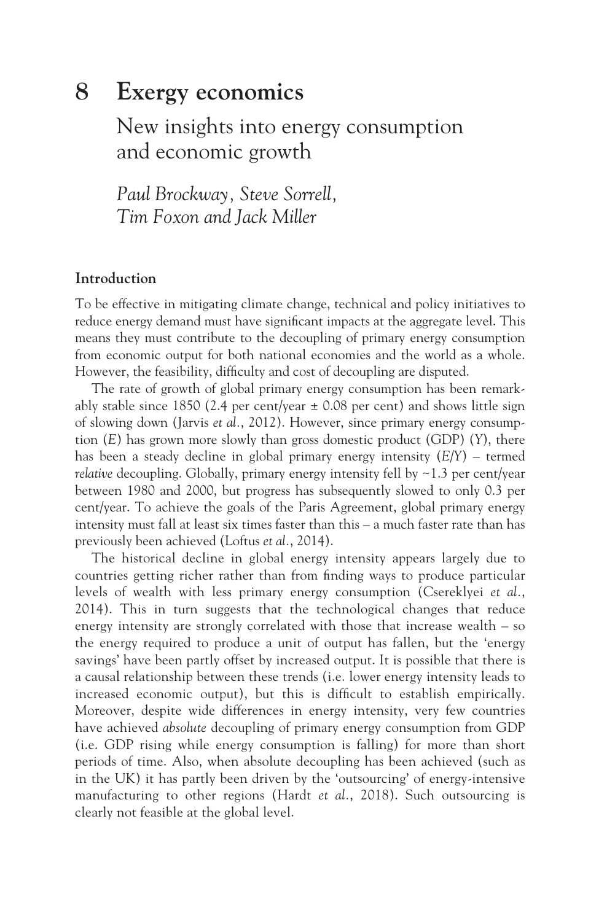# 8 Exergy economics

## New insights into energy consumption and economic growth

*Paul Brockway, Steve Sorrell, Tim Foxon and Jack Miller*

### Introduction

To be effective in mitigating climate change, technical and policy initiatives to reduce energy demand must have significant impacts at the aggregate level. This means they must contribute to the decoupling of primary energy consumption from economic output for both national economies and the world as a whole. However, the feasibility, difficulty and cost of decoupling are disputed.

The rate of growth of global primary energy consumption has been remarkably stable since 1850 (2.4 per cent/year ± 0.08 per cent) and shows little sign of slowing down (Jarvis *et al.*, 2012). However, since primary energy consumption ($E$) has grown more slowly than gross domestic product (GDP) ($Y$), there has been a steady decline in global primary energy intensity ($E/Y$) – termed *relative* decoupling. Globally, primary energy intensity fell by ~1.3 per cent/year between 1980 and 2000, but progress has subsequently slowed to only 0.3 per cent/year. To achieve the goals of the Paris Agreement, global primary energy intensity must fall at least six times faster than this – a much faster rate than has previously been achieved (Loftus *et al.*, 2014).

The historical decline in global energy intensity appears largely due to countries getting richer rather than from finding ways to produce particular levels of wealth with less primary energy consumption (Csereklyei *et al.*, 2014). This in turn suggests that the technological changes that reduce energy intensity are strongly correlated with those that increase wealth – so the energy required to produce a unit of output has fallen, but the 'energy savings' have been partly offset by increased output. It is possible that there is a causal relationship between these trends (i.e. lower energy intensity leads to increased economic output), but this is difficult to establish empirically. Moreover, despite wide differences in energy intensity, very few countries have achieved *absolute* decoupling of primary energy consumption from GDP (i.e. GDP rising while energy consumption is falling) for more than short periods of time. Also, when absolute decoupling has been achieved (such as in the UK) it has partly been driven by the 'outsourcing' of energy-intensive manufacturing to other regions (Hardt *et al.*, 2018). Such outsourcing is clearly not feasible at the global level.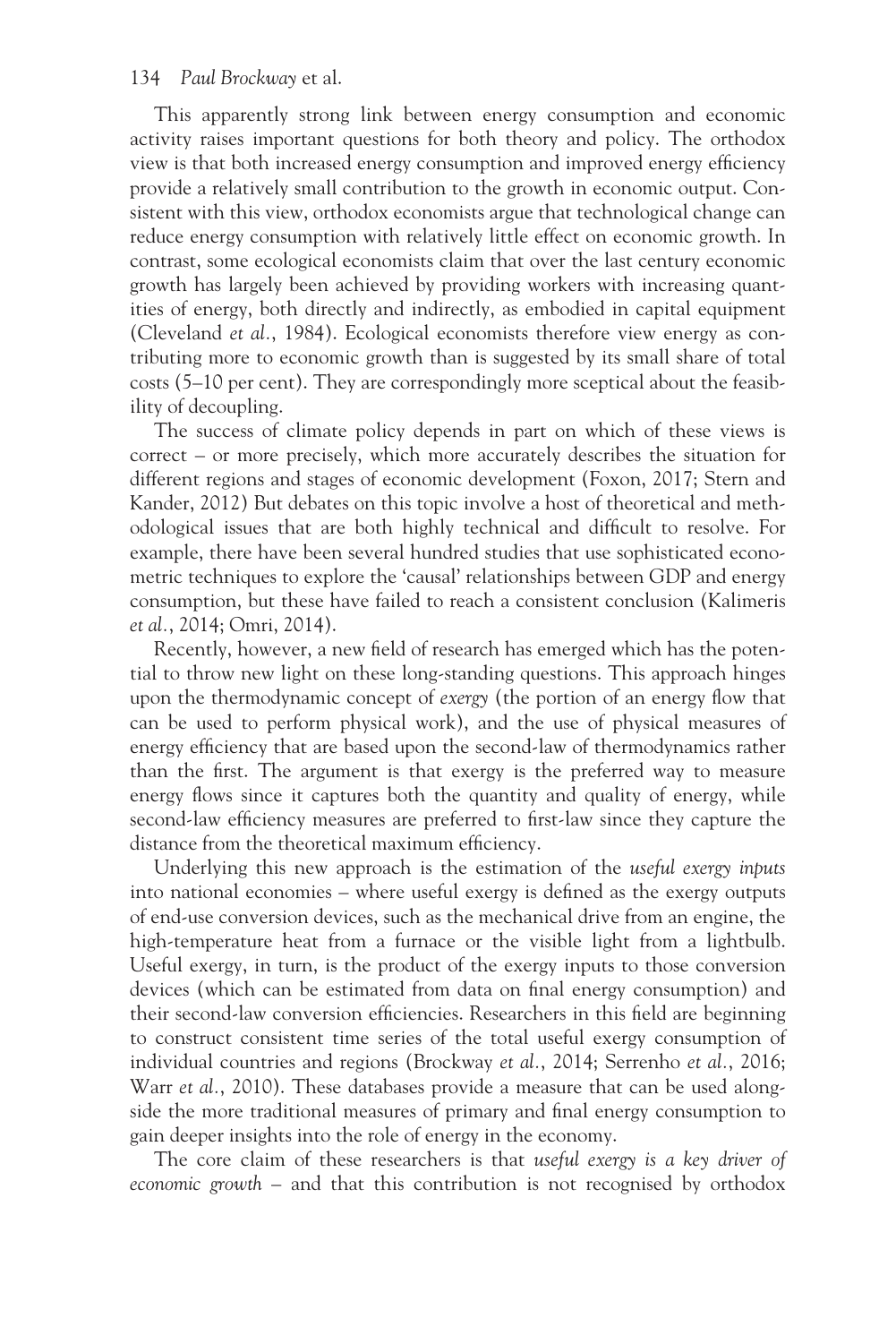This apparently strong link between energy consumption and economic activity raises important questions for both theory and policy. The orthodox view is that both increased energy consumption and improved energy efficiency provide a relatively small contribution to the growth in economic output. Consistent with this view, orthodox economists argue that technological change can reduce energy consumption with relatively little effect on economic growth. In contrast, some ecological economists claim that over the last century economic growth has largely been achieved by providing workers with increasing quantities of energy, both directly and indirectly, as embodied in capital equipment (Cleveland *et al.*, 1984). Ecological economists therefore view energy as contributing more to economic growth than is suggested by its small share of total costs (5–10 per cent). They are correspondingly more sceptical about the feasibility of decoupling.

The success of climate policy depends in part on which of these views is correct – or more precisely, which more accurately describes the situation for different regions and stages of economic development (Foxon, 2017; Stern and Kander, 2012) But debates on this topic involve a host of theoretical and methodological issues that are both highly technical and difficult to resolve. For example, there have been several hundred studies that use sophisticated econometric techniques to explore the 'causal' relationships between GDP and energy consumption, but these have failed to reach a consistent conclusion (Kalimeris *et al.*, 2014; Omri, 2014).

Recently, however, a new field of research has emerged which has the potential to throw new light on these long-standing questions. This approach hinges upon the thermodynamic concept of *exergy* (the portion of an energy flow that can be used to perform physical work), and the use of physical measures of energy efficiency that are based upon the second-law of thermodynamics rather than the first. The argument is that exergy is the preferred way to measure energy flows since it captures both the quantity and quality of energy, while second-law efficiency measures are preferred to first-law since they capture the distance from the theoretical maximum efficiency.

Underlying this new approach is the estimation of the *useful exergy inputs* into national economies – where useful exergy is defined as the exergy outputs of end-use conversion devices, such as the mechanical drive from an engine, the high-temperature heat from a furnace or the visible light from a lightbulb. Useful exergy, in turn, is the product of the exergy inputs to those conversion devices (which can be estimated from data on final energy consumption) and their second-law conversion efficiencies. Researchers in this field are beginning to construct consistent time series of the total useful exergy consumption of individual countries and regions (Brockway *et al.*, 2014; Serrenho *et al.*, 2016; Warr *et al.*, 2010). These databases provide a measure that can be used alongside the more traditional measures of primary and final energy consumption to gain deeper insights into the role of energy in the economy.

The core claim of these researchers is that *useful exergy is a key driver of economic growth* – and that this contribution is not recognised by orthodox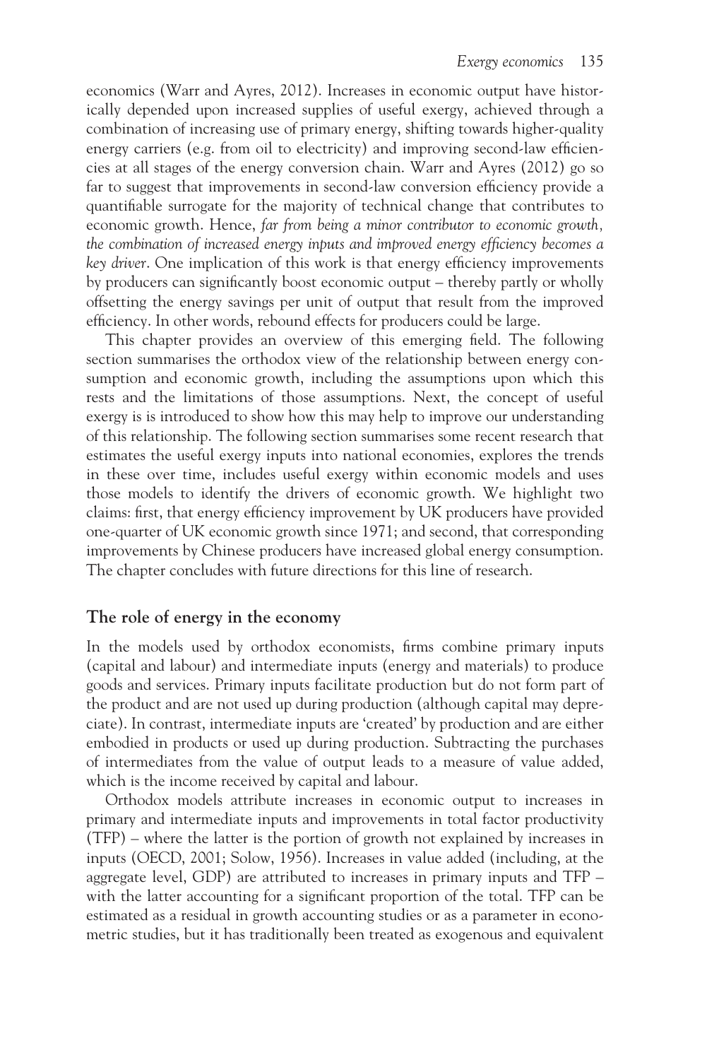economics (Warr and Ayres, 2012). Increases in economic output have historically depended upon increased supplies of useful exergy, achieved through a combination of increasing use of primary energy, shifting towards higher-quality energy carriers (e.g. from oil to electricity) and improving second-law efficiencies at all stages of the energy conversion chain. Warr and Ayres (2012) go so far to suggest that improvements in second-law conversion efficiency provide a quantifiable surrogate for the majority of technical change that contributes to economic growth. Hence, *far from being a minor contributor to economic growth, the combination of increased energy inputs and improved energy efficiency becomes a key driver*. One implication of this work is that energy efficiency improvements by producers can significantly boost economic output – thereby partly or wholly offsetting the energy savings per unit of output that result from the improved efficiency. In other words, rebound effects for producers could be large.

This chapter provides an overview of this emerging field. The following section summarises the orthodox view of the relationship between energy consumption and economic growth, including the assumptions upon which this rests and the limitations of those assumptions. Next, the concept of useful exergy is is introduced to show how this may help to improve our understanding of this relationship. The following section summarises some recent research that estimates the useful exergy inputs into national economies, explores the trends in these over time, includes useful exergy within economic models and uses those models to identify the drivers of economic growth. We highlight two claims: first, that energy efficiency improvement by UK producers have provided one-quarter of UK economic growth since 1971; and second, that corresponding improvements by Chinese producers have increased global energy consumption. The chapter concludes with future directions for this line of research.

## The role of energy in the economy

In the models used by orthodox economists, firms combine primary inputs (capital and labour) and intermediate inputs (energy and materials) to produce goods and services. Primary inputs facilitate production but do not form part of the product and are not used up during production (although capital may depreciate). In contrast, intermediate inputs are 'created' by production and are either embodied in products or used up during production. Subtracting the purchases of intermediates from the value of output leads to a measure of value added, which is the income received by capital and labour.

Orthodox models attribute increases in economic output to increases in primary and intermediate inputs and improvements in total factor productivity (TFP) – where the latter is the portion of growth not explained by increases in inputs (OECD, 2001; Solow, 1956). Increases in value added (including, at the aggregate level, GDP) are attributed to increases in primary inputs and TFP – with the latter accounting for a significant proportion of the total. TFP can be estimated as a residual in growth accounting studies or as a parameter in econometric studies, but it has traditionally been treated as exogenous and equivalent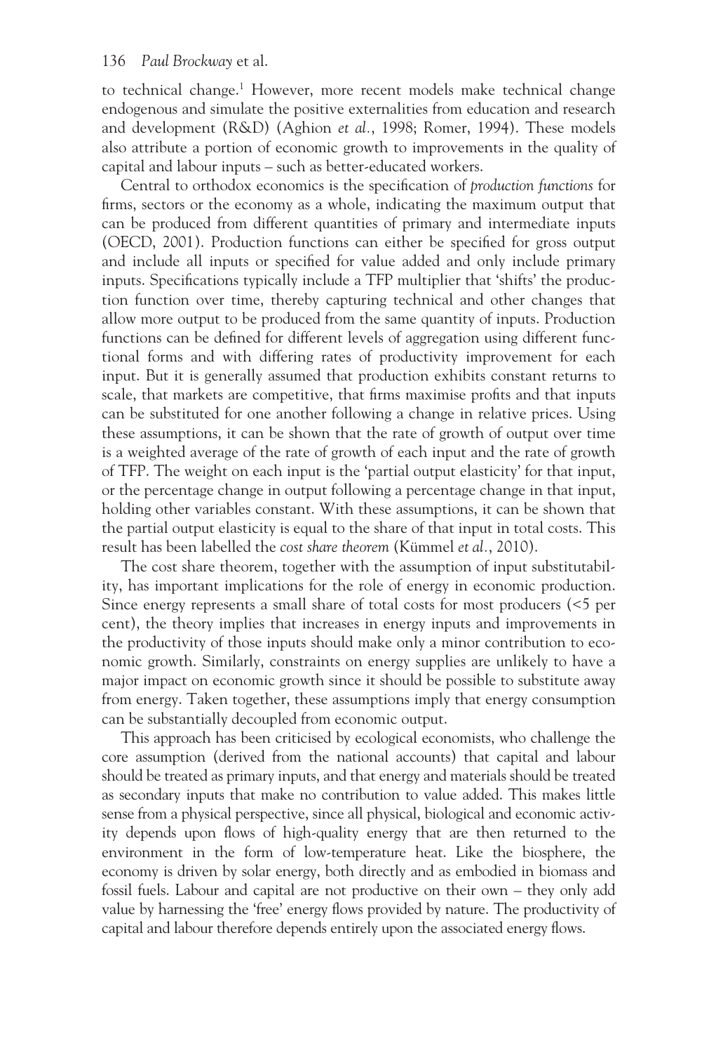to technical change.[1] However, more recent models make technical change endogenous and simulate the positive externalities from education and research and development (R&D) (Aghion *et al.*, 1998; Romer, 1994). These models also attribute a portion of economic growth to improvements in the quality of capital and labour inputs – such as better-educated workers.

Central to orthodox economics is the specification of *production functions* for firms, sectors or the economy as a whole, indicating the maximum output that can be produced from different quantities of primary and intermediate inputs (OECD, 2001). Production functions can either be specified for gross output and include all inputs or specified for value added and only include primary inputs. Specifications typically include a TFP multiplier that 'shifts' the production function over time, thereby capturing technical and other changes that allow more output to be produced from the same quantity of inputs. Production functions can be defined for different levels of aggregation using different functional forms and with differing rates of productivity improvement for each input. But it is generally assumed that production exhibits constant returns to scale, that markets are competitive, that firms maximise profits and that inputs can be substituted for one another following a change in relative prices. Using these assumptions, it can be shown that the rate of growth of output over time is a weighted average of the rate of growth of each input and the rate of growth of TFP. The weight on each input is the 'partial output elasticity' for that input, or the percentage change in output following a percentage change in that input, holding other variables constant. With these assumptions, it can be shown that the partial output elasticity is equal to the share of that input in total costs. This result has been labelled the *cost share theorem* (Kümmel *et al.*, 2010).

The cost share theorem, together with the assumption of input substitutability, has important implications for the role of energy in economic production. Since energy represents a small share of total costs for most producers (<5 per cent), the theory implies that increases in energy inputs and improvements in the productivity of those inputs should make only a minor contribution to economic growth. Similarly, constraints on energy supplies are unlikely to have a major impact on economic growth since it should be possible to substitute away from energy. Taken together, these assumptions imply that energy consumption can be substantially decoupled from economic output.

This approach has been criticised by ecological economists, who challenge the core assumption (derived from the national accounts) that capital and labour should be treated as primary inputs, and that energy and materials should be treated as secondary inputs that make no contribution to value added. This makes little sense from a physical perspective, since all physical, biological and economic activity depends upon flows of high-quality energy that are then returned to the environment in the form of low-temperature heat. Like the biosphere, the economy is driven by solar energy, both directly and as embodied in biomass and fossil fuels. Labour and capital are not productive on their own – they only add value by harnessing the 'free' energy flows provided by nature. The productivity of capital and labour therefore depends entirely upon the associated energy flows.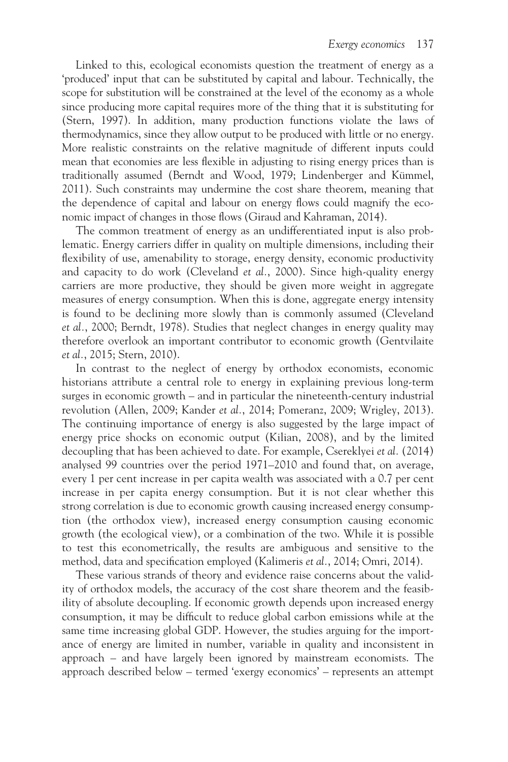Linked to this, ecological economists question the treatment of energy as a 'produced' input that can be substituted by capital and labour. Technically, the scope for substitution will be constrained at the level of the economy as a whole since producing more capital requires more of the thing that it is substituting for (Stern, 1997). In addition, many production functions violate the laws of thermodynamics, since they allow output to be produced with little or no energy. More realistic constraints on the relative magnitude of different inputs could mean that economies are less flexible in adjusting to rising energy prices than is traditionally assumed (Berndt and Wood, 1979; Lindenberger and Kümmel, 2011). Such constraints may undermine the cost share theorem, meaning that the dependence of capital and labour on energy flows could magnify the economic impact of changes in those flows (Giraud and Kahraman, 2014).

The common treatment of energy as an undifferentiated input is also problematic. Energy carriers differ in quality on multiple dimensions, including their flexibility of use, amenability to storage, energy density, economic productivity and capacity to do work (Cleveland *et al.*, 2000). Since high-quality energy carriers are more productive, they should be given more weight in aggregate measures of energy consumption. When this is done, aggregate energy intensity is found to be declining more slowly than is commonly assumed (Cleveland *et al.*, 2000; Berndt, 1978). Studies that neglect changes in energy quality may therefore overlook an important contributor to economic growth (Gentvilaite *et al.*, 2015; Stern, 2010).

In contrast to the neglect of energy by orthodox economists, economic historians attribute a central role to energy in explaining previous long-term surges in economic growth – and in particular the nineteenth-century industrial revolution (Allen, 2009; Kander *et al.*, 2014; Pomeranz, 2009; Wrigley, 2013). The continuing importance of energy is also suggested by the large impact of energy price shocks on economic output (Kilian, 2008), and by the limited decoupling that has been achieved to date. For example, Csereklyei *et al.* (2014) analysed 99 countries over the period 1971–2010 and found that, on average, every 1 per cent increase in per capita wealth was associated with a 0.7 per cent increase in per capita energy consumption. But it is not clear whether this strong correlation is due to economic growth causing increased energy consumption (the orthodox view), increased energy consumption causing economic growth (the ecological view), or a combination of the two. While it is possible to test this econometrically, the results are ambiguous and sensitive to the method, data and specification employed (Kalimeris *et al.*, 2014; Omri, 2014).

These various strands of theory and evidence raise concerns about the validity of orthodox models, the accuracy of the cost share theorem and the feasibility of absolute decoupling. If economic growth depends upon increased energy consumption, it may be difficult to reduce global carbon emissions while at the same time increasing global GDP. However, the studies arguing for the importance of energy are limited in number, variable in quality and inconsistent in approach – and have largely been ignored by mainstream economists. The approach described below – termed 'exergy economics' – represents an attempt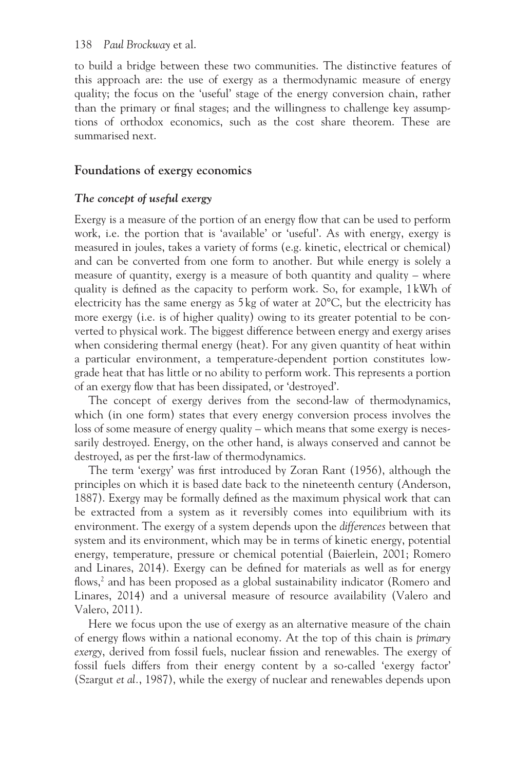to build a bridge between these two communities. The distinctive features of this approach are: the use of exergy as a thermodynamic measure of energy quality; the focus on the 'useful' stage of the energy conversion chain, rather than the primary or final stages; and the willingness to challenge key assumptions of orthodox economics, such as the cost share theorem. These are summarised next.

## Foundations of exergy economics

### *The concept of useful exergy*

Exergy is a measure of the portion of an energy flow that can be used to perform work, i.e. the portion that is 'available' or 'useful'. As with energy, exergy is measured in joules, takes a variety of forms (e.g. kinetic, electrical or chemical) and can be converted from one form to another. But while energy is solely a measure of quantity, exergy is a measure of both quantity and quality – where quality is defined as the capacity to perform work. So, for example, 1 kWh of electricity has the same energy as 5 kg of water at 20°C, but the electricity has more exergy (i.e. is of higher quality) owing to its greater potential to be converted to physical work. The biggest difference between energy and exergy arises when considering thermal energy (heat). For any given quantity of heat within a particular environment, a temperature-dependent portion constitutes low-grade heat that has little or no ability to perform work. This represents a portion of an exergy flow that has been dissipated, or 'destroyed'.

The concept of exergy derives from the second-law of thermodynamics, which (in one form) states that every energy conversion process involves the loss of some measure of energy quality – which means that some exergy is necessarily destroyed. Energy, on the other hand, is always conserved and cannot be destroyed, as per the first-law of thermodynamics.

The term 'exergy' was first introduced by Zoran Rant (1956), although the principles on which it is based date back to the nineteenth century (Anderson, 1887). Exergy may be formally defined as the maximum physical work that can be extracted from a system as it reversibly comes into equilibrium with its environment. The exergy of a system depends upon the *differences* between that system and its environment, which may be in terms of kinetic energy, potential energy, temperature, pressure or chemical potential (Baierlein, 2001; Romero and Linares, 2014). Exergy can be defined for materials as well as for energy flows,[2] and has been proposed as a global sustainability indicator (Romero and Linares, 2014) and a universal measure of resource availability (Valero and Valero, 2011).

Here we focus upon the use of exergy as an alternative measure of the chain of energy flows within a national economy. At the top of this chain is *primary exergy*, derived from fossil fuels, nuclear fission and renewables. The exergy of fossil fuels differs from their energy content by a so-called 'exergy factor' (Szargut *et al.*, 1987), while the exergy of nuclear and renewables depends upon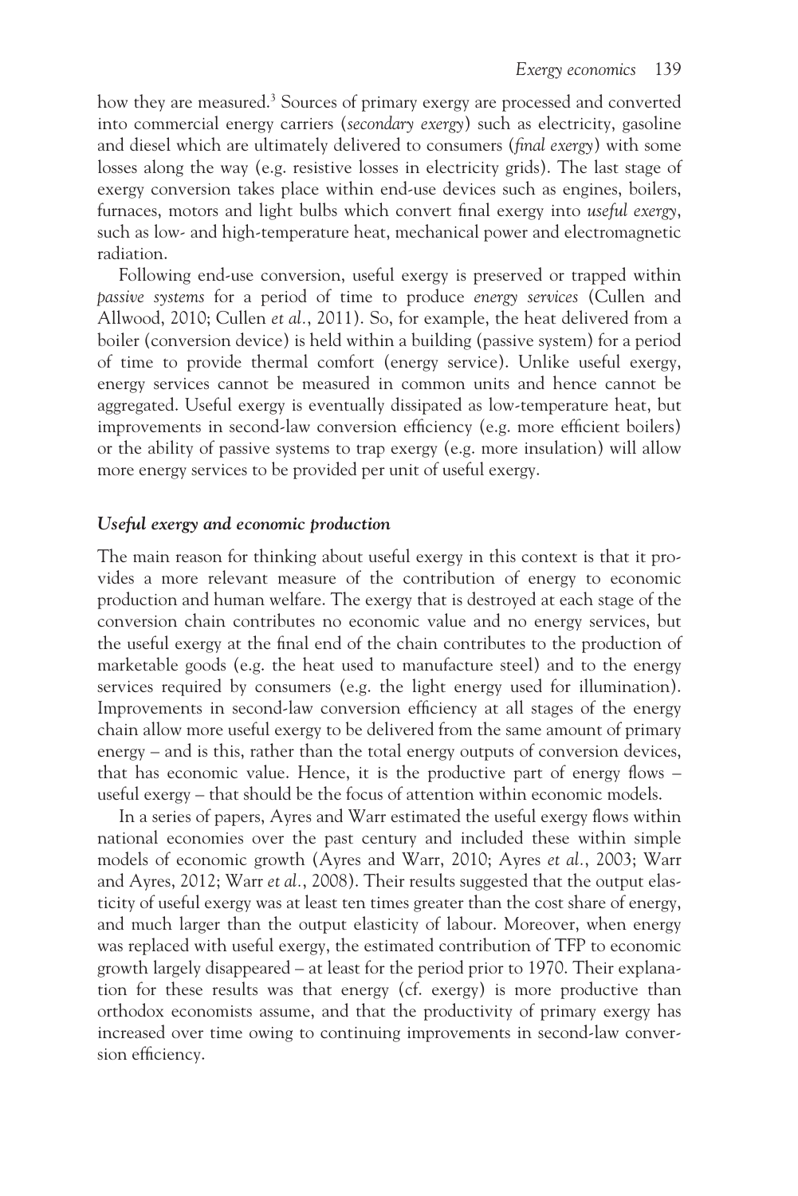how they are measured.[3] Sources of primary exergy are processed and converted into commercial energy carriers (*secondary exergy*) such as electricity, gasoline and diesel which are ultimately delivered to consumers (*final exergy*) with some losses along the way (e.g. resistive losses in electricity grids). The last stage of exergy conversion takes place within end-use devices such as engines, boilers, furnaces, motors and light bulbs which convert final exergy into *useful exergy*, such as low- and high-temperature heat, mechanical power and electromagnetic radiation.

Following end-use conversion, useful exergy is preserved or trapped within *passive systems* for a period of time to produce *energy services* (Cullen and Allwood, 2010; Cullen *et al.*, 2011). So, for example, the heat delivered from a boiler (conversion device) is held within a building (passive system) for a period of time to provide thermal comfort (energy service). Unlike useful exergy, energy services cannot be measured in common units and hence cannot be aggregated. Useful exergy is eventually dissipated as low-temperature heat, but improvements in second-law conversion efficiency (e.g. more efficient boilers) or the ability of passive systems to trap exergy (e.g. more insulation) will allow more energy services to be provided per unit of useful exergy.

### *Useful exergy and economic production*

The main reason for thinking about useful exergy in this context is that it provides a more relevant measure of the contribution of energy to economic production and human welfare. The exergy that is destroyed at each stage of the conversion chain contributes no economic value and no energy services, but the useful exergy at the final end of the chain contributes to the production of marketable goods (e.g. the heat used to manufacture steel) and to the energy services required by consumers (e.g. the light energy used for illumination). Improvements in second-law conversion efficiency at all stages of the energy chain allow more useful exergy to be delivered from the same amount of primary energy – and is this, rather than the total energy outputs of conversion devices, that has economic value. Hence, it is the productive part of energy flows – useful exergy – that should be the focus of attention within economic models.

In a series of papers, Ayres and Warr estimated the useful exergy flows within national economies over the past century and included these within simple models of economic growth (Ayres and Warr, 2010; Ayres *et al.*, 2003; Warr and Ayres, 2012; Warr *et al.*, 2008). Their results suggested that the output elasticity of useful exergy was at least ten times greater than the cost share of energy, and much larger than the output elasticity of labour. Moreover, when energy was replaced with useful exergy, the estimated contribution of TFP to economic growth largely disappeared – at least for the period prior to 1970. Their explanation for these results was that energy (cf. exergy) is more productive than orthodox economists assume, and that the productivity of primary exergy has increased over time owing to continuing improvements in second-law conversion efficiency.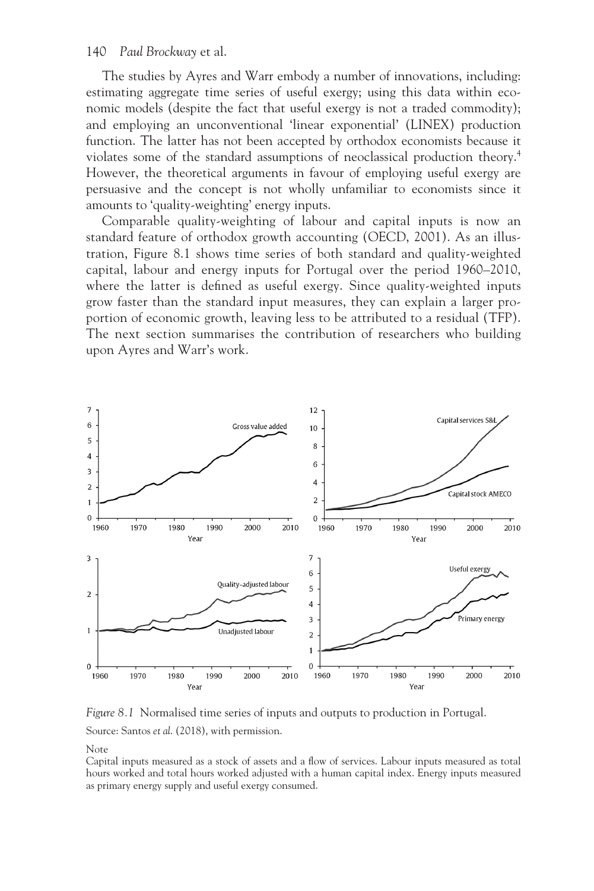The studies by Ayres and Warr embody a number of innovations, including: estimating aggregate time series of useful exergy; using this data within economic models (despite the fact that useful exergy is not a traded commodity); and employing an unconventional 'linear exponential' (LINEX) production function. The latter has not been accepted by orthodox economists because it violates some of the standard assumptions of neoclassical production theory.[4] However, the theoretical arguments in favour of employing useful exergy are persuasive and the concept is not wholly unfamiliar to economists since it amounts to 'quality-weighting' energy inputs.

Comparable quality-weighting of labour and capital inputs is now an standard feature of orthodox growth accounting (OECD, 2001). As an illustration, Figure 8.1 shows time series of both standard and quality-weighted capital, labour and energy inputs for Portugal over the period 1960–2010, where the latter is defined as useful exergy. Since quality-weighted inputs grow faster than the standard input measures, they can explain a larger proportion of economic growth, leaving less to be attributed to a residual (TFP). The next section summarises the contribution of researchers who building upon Ayres and Warr's work.

*Figure 8.1* Normalised time series of inputs and outputs to production in Portugal.

Source: Santos *et al.* (2018), with permission.

Note

Capital inputs measured as a stock of assets and a flow of services. Labour inputs measured as total hours worked and total hours worked adjusted with a human capital index. Energy inputs measured as primary energy supply and useful exergy consumed.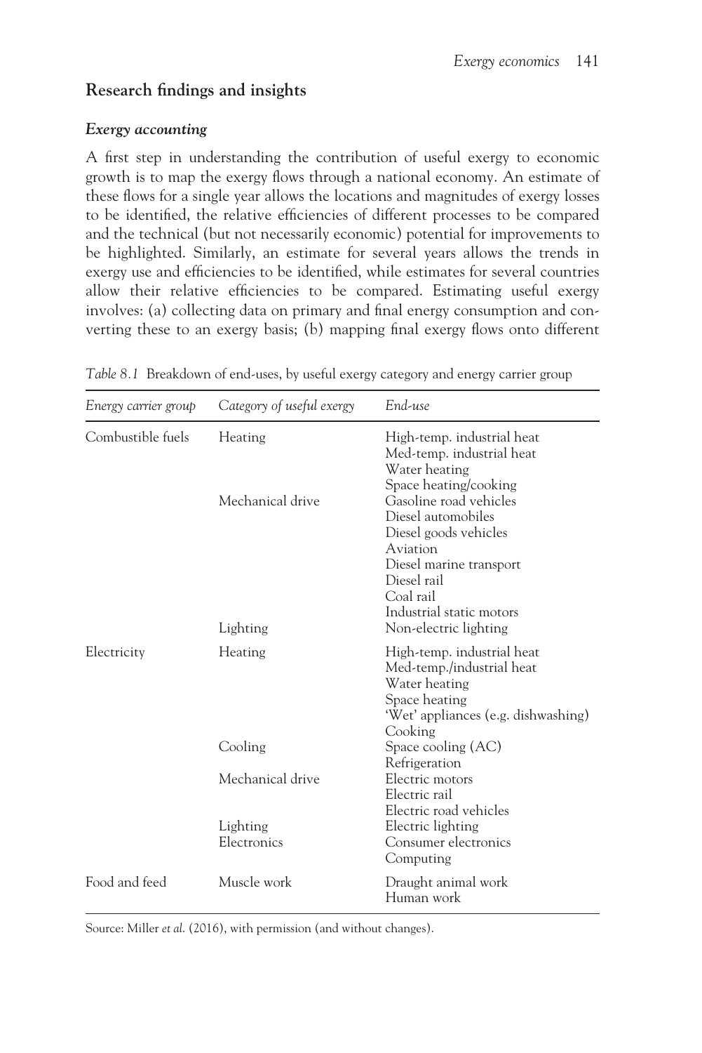## Research findings and insights

### *Exergy accounting*

A first step in understanding the contribution of useful exergy to economic growth is to map the exergy flows through a national economy. An estimate of these flows for a single year allows the locations and magnitudes of exergy losses to be identified, the relative efficiencies of different processes to be compared and the technical (but not necessarily economic) potential for improvements to be highlighted. Similarly, an estimate for several years allows the trends in exergy use and efficiencies to be identified, while estimates for several countries allow their relative efficiencies to be compared. Estimating useful exergy involves: (a) collecting data on primary and final energy consumption and converting these to an exergy basis; (b) mapping final exergy flows onto different

*Table 8.1* Breakdown of end-uses, by useful exergy category and energy carrier group

| *Energy carrier group* | *Category of useful exergy* | *End-use* |
|---|---|---|
| Combustible fuels | Heating | High-temp. industrial heat |
| | | Med-temp. industrial heat |
| | | Water heating |
| | | Space heating/cooking |
| | Mechanical drive | Gasoline road vehicles |
| | | Diesel automobiles |
| | | Diesel goods vehicles |
| | | Aviation |
| | | Diesel marine transport |
| | | Diesel rail |
| | | Coal rail |
| | | Industrial static motors |
| | Lighting | Non-electric lighting |
| Electricity | Heating | High-temp. industrial heat |
| | | Med-temp./industrial heat |
| | | Water heating |
| | | Space heating |
| | | 'Wet' appliances (e.g. dishwashing) |
| | | Cooking |
| | Cooling | Space cooling (AC) |
| | | Refrigeration |
| | Mechanical drive | Electric motors |
| | | Electric rail |
| | | Electric road vehicles |
| | Lighting | Electric lighting |
| | Electronics | Consumer electronics |
| | | Computing |
| Food and feed | Muscle work | Draught animal work |
| | | Human work |

Source: Miller *et al.* (2016), with permission (and without changes).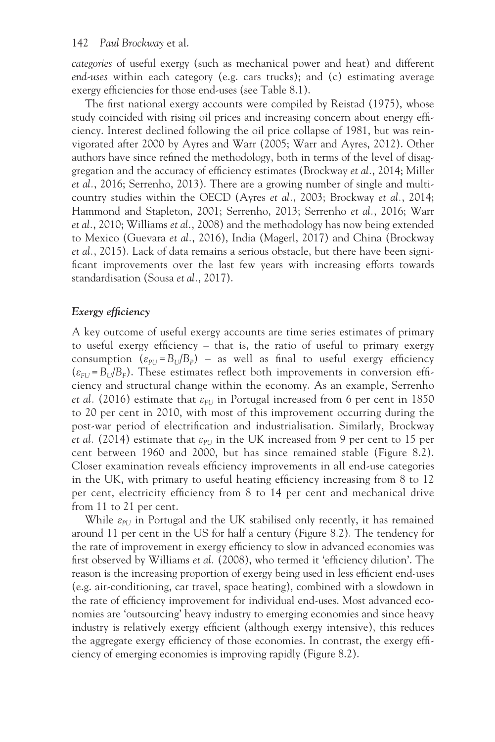*categories* of useful exergy (such as mechanical power and heat) and different *end-uses* within each category (e.g. cars trucks); and (c) estimating average exergy efficiencies for those end-uses (see Table 8.1).

The first national exergy accounts were compiled by Reistad (1975), whose study coincided with rising oil prices and increasing concern about energy efficiency. Interest declined following the oil price collapse of 1981, but was reinvigorated after 2000 by Ayres and Warr (2005; Warr and Ayres, 2012). Other authors have since refined the methodology, both in terms of the level of disaggregation and the accuracy of efficiency estimates (Brockway *et al.*, 2014; Miller *et al.*, 2016; Serrenho, 2013). There are a growing number of single and multi-country studies within the OECD (Ayres *et al.*, 2003; Brockway *et al.*, 2014; Hammond and Stapleton, 2001; Serrenho, 2013; Serrenho *et al.*, 2016; Warr *et al.*, 2010; Williams *et al.*, 2008) and the methodology has now being extended to Mexico (Guevara *et al.*, 2016), India (Magerl, 2017) and China (Brockway *et al.*, 2015). Lack of data remains a serious obstacle, but there have been significant improvements over the last few years with increasing efforts towards standardisation (Sousa *et al.*, 2017).

### *Exergy efficiency*

A key outcome of useful exergy accounts are time series estimates of primary to useful exergy efficiency – that is, the ratio of useful to primary exergy consumption ($\varepsilon_{PU} = B_U/B_P$) – as well as final to useful exergy efficiency ($\varepsilon_{FU} = B_U/B_F$). These estimates reflect both improvements in conversion efficiency and structural change within the economy. As an example, Serrenho *et al.* (2016) estimate that $\varepsilon_{FU}$ in Portugal increased from 6 per cent in 1850 to 20 per cent in 2010, with most of this improvement occurring during the post-war period of electrification and industrialisation. Similarly, Brockway *et al.* (2014) estimate that $\varepsilon_{PU}$ in the UK increased from 9 per cent to 15 per cent between 1960 and 2000, but has since remained stable (Figure 8.2). Closer examination reveals efficiency improvements in all end-use categories in the UK, with primary to useful heating efficiency increasing from 8 to 12 per cent, electricity efficiency from 8 to 14 per cent and mechanical drive from 11 to 21 per cent.

While $\varepsilon_{PU}$ in Portugal and the UK stabilised only recently, it has remained around 11 per cent in the US for half a century (Figure 8.2). The tendency for the rate of improvement in exergy efficiency to slow in advanced economies was first observed by Williams *et al.* (2008), who termed it 'efficiency dilution'. The reason is the increasing proportion of exergy being used in less efficient end-uses (e.g. air-conditioning, car travel, space heating), combined with a slowdown in the rate of efficiency improvement for individual end-uses. Most advanced economies are 'outsourcing' heavy industry to emerging economies and since heavy industry is relatively exergy efficient (although exergy intensive), this reduces the aggregate exergy efficiency of those economies. In contrast, the exergy efficiency of emerging economies is improving rapidly (Figure 8.2).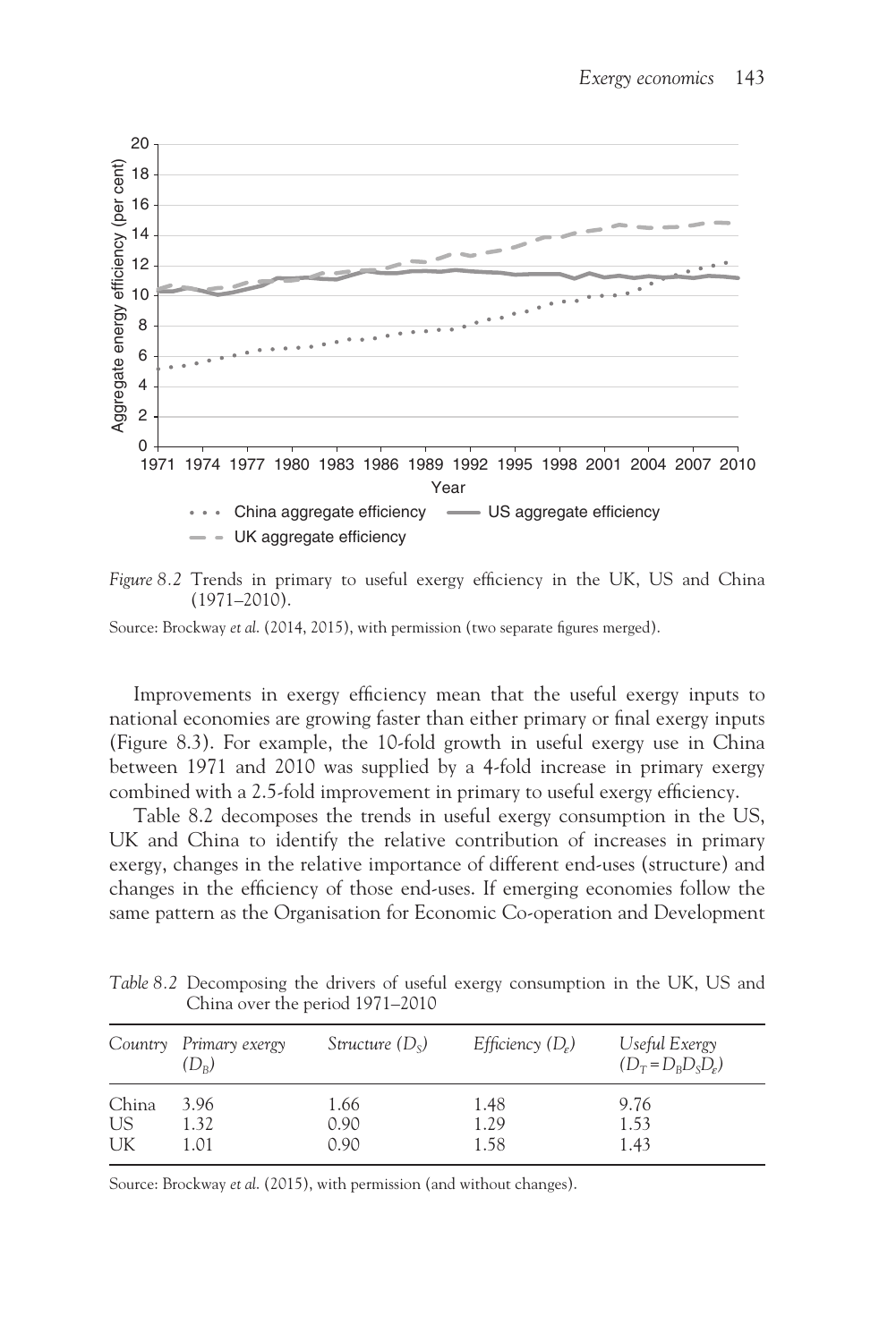*Figure 8.2* Trends in primary to useful exergy efficiency in the UK, US and China (1971–2010).

Source: Brockway *et al.* (2014, 2015), with permission (two separate figures merged).

Improvements in exergy efficiency mean that the useful exergy inputs to national economies are growing faster than either primary or final exergy inputs (Figure 8.3). For example, the 10-fold growth in useful exergy use in China between 1971 and 2010 was supplied by a 4-fold increase in primary exergy combined with a 2.5-fold improvement in primary to useful exergy efficiency.

Table 8.2 decomposes the trends in useful exergy consumption in the US, UK and China to identify the relative contribution of increases in primary exergy, changes in the relative importance of different end-uses (structure) and changes in the efficiency of those end-uses. If emerging economies follow the same pattern as the Organisation for Economic Co-operation and Development

*Table 8.2* Decomposing the drivers of useful exergy consumption in the UK, US and China over the period 1971–2010

| *Country* | *Primary exergy ($D_B$)* | *Structure ($D_S$)* | *Efficiency ($D_\varepsilon$)* | *Useful Exergy ($D_T = D_B D_S D_\varepsilon$)* |
|---|---|---|---|---|
| China | 3.96 | 1.66 | 1.48 | 9.76 |
| US | 1.32 | 0.90 | 1.29 | 1.53 |
| UK | 1.01 | 0.90 | 1.58 | 1.43 |

Source: Brockway *et al.* (2015), with permission (and without changes).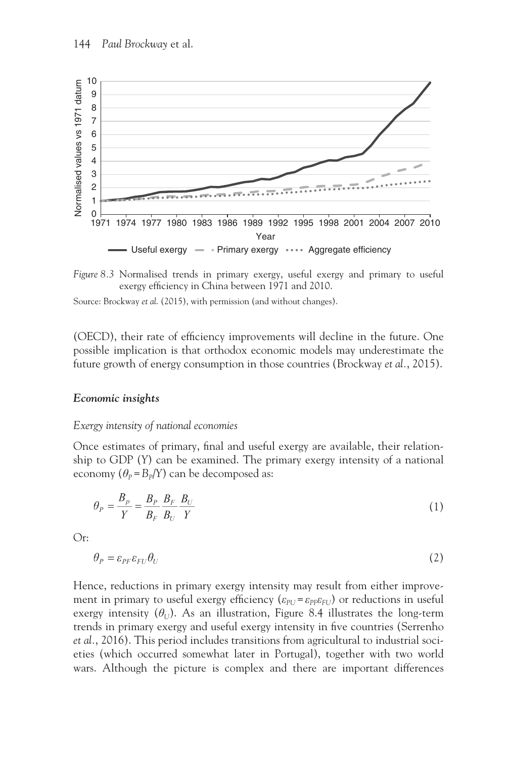*Figure 8.3* Normalised trends in primary exergy, useful exergy and primary to useful exergy efficiency in China between 1971 and 2010.

Source: Brockway *et al.* (2015), with permission (and without changes).

(OECD), their rate of efficiency improvements will decline in the future. One possible implication is that orthodox economic models may underestimate the future growth of energy consumption in those countries (Brockway *et al.*, 2015).

### *Economic insights*

#### *Exergy intensity of national economies*

Once estimates of primary, final and useful exergy are available, their relationship to GDP (Y) can be examined. The primary exergy intensity of a national economy ($\theta_P = B_P/Y$) can be decomposed as:

$$\theta_P = \frac{B_P}{Y} = \frac{B_P}{B_F}\frac{B_F}{B_U}\frac{B_U}{Y} \tag{1}$$

Or:

$$\theta_P = \varepsilon_{PF}\varepsilon_{FU}\theta_U \tag{2}$$

Hence, reductions in primary exergy intensity may result from either improvement in primary to useful exergy efficiency ($\varepsilon_{PU} = \varepsilon_{PF}\varepsilon_{FU}$) or reductions in useful exergy intensity ($\theta_U$). As an illustration, Figure 8.4 illustrates the long-term trends in primary exergy and useful exergy intensity in five countries (Serrenho *et al.*, 2016). This period includes transitions from agricultural to industrial societies (which occurred somewhat later in Portugal), together with two world wars. Although the picture is complex and there are important differences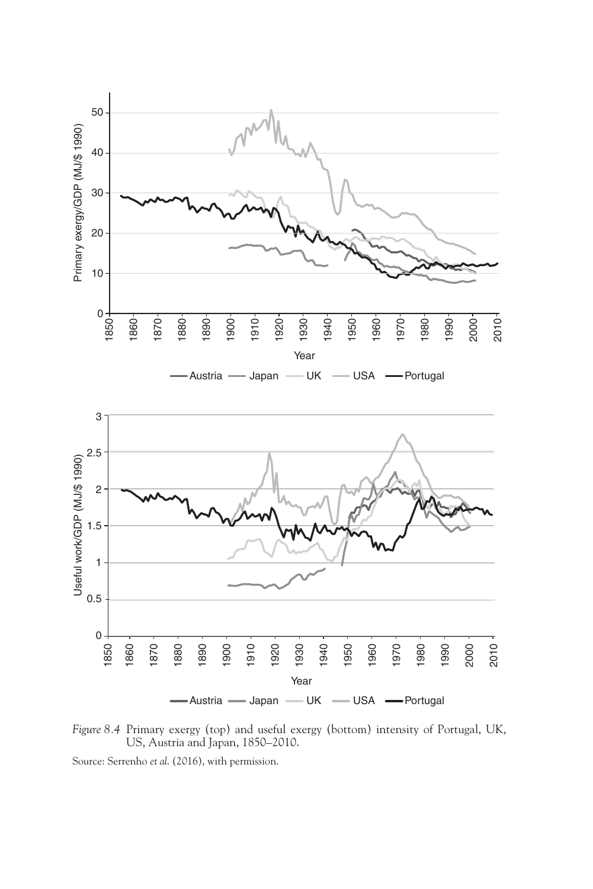*Figure 8.4* Primary exergy (top) and useful exergy (bottom) intensity of Portugal, UK, US, Austria and Japan, 1850–2010.

Source: Serrenho *et al.* (2016), with permission.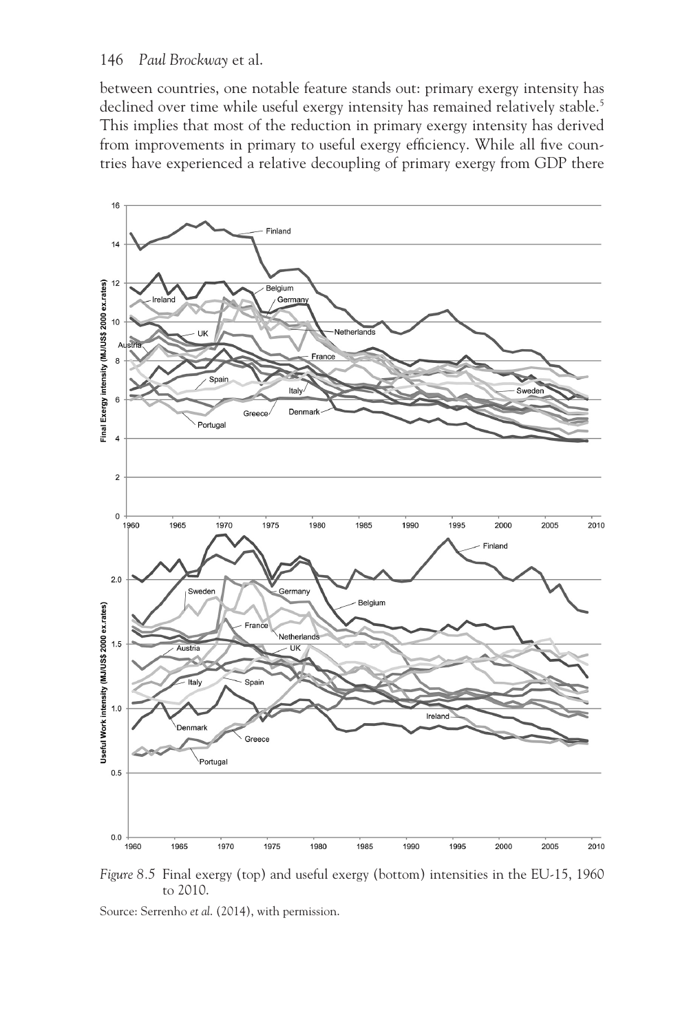between countries, one notable feature stands out: primary exergy intensity has declined over time while useful exergy intensity has remained relatively stable.[5] This implies that most of the reduction in primary exergy intensity has derived from improvements in primary to useful exergy efficiency. While all five countries have experienced a relative decoupling of primary exergy from GDP there

*Figure 8.5* Final exergy (top) and useful exergy (bottom) intensities in the EU-15, 1960 to 2010.

Source: Serrenho *et al.* (2014), with permission.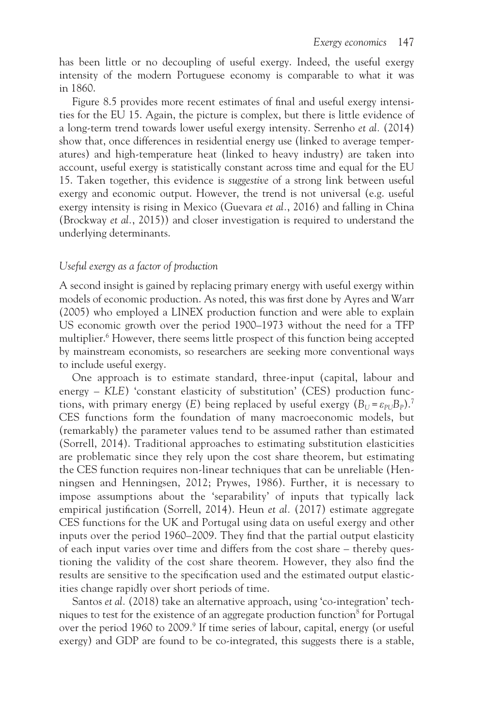has been little or no decoupling of useful exergy. Indeed, the useful exergy intensity of the modern Portuguese economy is comparable to what it was in 1860.

Figure 8.5 provides more recent estimates of final and useful exergy intensities for the EU 15. Again, the picture is complex, but there is little evidence of a long-term trend towards lower useful exergy intensity. Serrenho *et al.* (2014) show that, once differences in residential energy use (linked to average temperatures) and high-temperature heat (linked to heavy industry) are taken into account, useful exergy is statistically constant across time and equal for the EU 15. Taken together, this evidence is *suggestive* of a strong link between useful exergy and economic output. However, the trend is not universal (e.g. useful exergy intensity is rising in Mexico (Guevara *et al.*, 2016) and falling in China (Brockway *et al.*, 2015)) and closer investigation is required to understand the underlying determinants.

### *Useful exergy as a factor of production*

A second insight is gained by replacing primary energy with useful exergy within models of economic production. As noted, this was first done by Ayres and Warr (2005) who employed a LINEX production function and were able to explain US economic growth over the period 1900–1973 without the need for a TFP multiplier.[6] However, there seems little prospect of this function being accepted by mainstream economists, so researchers are seeking more conventional ways to include useful exergy.

One approach is to estimate standard, three-input (capital, labour and energy – *KLE*) 'constant elasticity of substitution' (CES) production functions, with primary energy ($E$) being replaced by useful exergy ($B_U = \varepsilon_{PU} B_P$).[7] CES functions form the foundation of many macroeconomic models, but (remarkably) the parameter values tend to be assumed rather than estimated (Sorrell, 2014). Traditional approaches to estimating substitution elasticities are problematic since they rely upon the cost share theorem, but estimating the CES function requires non-linear techniques that can be unreliable (Henningsen and Henningsen, 2012; Prywes, 1986). Further, it is necessary to impose assumptions about the 'separability' of inputs that typically lack empirical justification (Sorrell, 2014). Heun *et al.* (2017) estimate aggregate CES functions for the UK and Portugal using data on useful exergy and other inputs over the period 1960–2009. They find that the partial output elasticity of each input varies over time and differs from the cost share – thereby questioning the validity of the cost share theorem. However, they also find the results are sensitive to the specification used and the estimated output elasticities change rapidly over short periods of time.

Santos *et al.* (2018) take an alternative approach, using 'co-integration' techniques to test for the existence of an aggregate production function[8] for Portugal over the period 1960 to 2009.[9] If time series of labour, capital, energy (or useful exergy) and GDP are found to be co-integrated, this suggests there is a stable,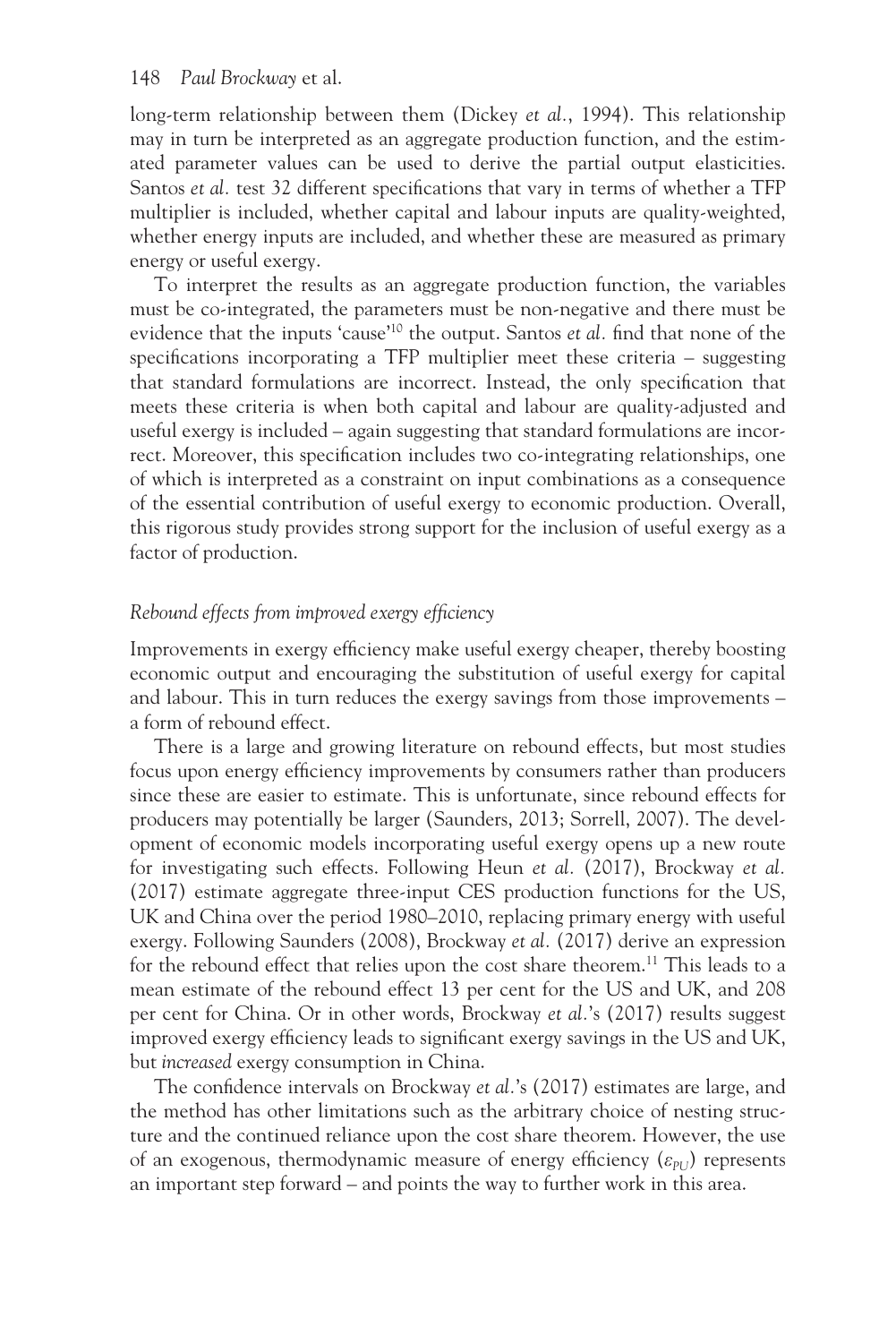long-term relationship between them (Dickey *et al.*, 1994). This relationship may in turn be interpreted as an aggregate production function, and the estimated parameter values can be used to derive the partial output elasticities. Santos *et al.* test 32 different specifications that vary in terms of whether a TFP multiplier is included, whether capital and labour inputs are quality-weighted, whether energy inputs are included, and whether these are measured as primary energy or useful exergy.

To interpret the results as an aggregate production function, the variables must be co-integrated, the parameters must be non-negative and there must be evidence that the inputs 'cause'[10] the output. Santos *et al.* find that none of the specifications incorporating a TFP multiplier meet these criteria – suggesting that standard formulations are incorrect. Instead, the only specification that meets these criteria is when both capital and labour are quality-adjusted and useful exergy is included – again suggesting that standard formulations are incorrect. Moreover, this specification includes two co-integrating relationships, one of which is interpreted as a constraint on input combinations as a consequence of the essential contribution of useful exergy to economic production. Overall, this rigorous study provides strong support for the inclusion of useful exergy as a factor of production.

### *Rebound effects from improved exergy efficiency*

Improvements in exergy efficiency make useful exergy cheaper, thereby boosting economic output and encouraging the substitution of useful exergy for capital and labour. This in turn reduces the exergy savings from those improvements – a form of rebound effect.

There is a large and growing literature on rebound effects, but most studies focus upon energy efficiency improvements by consumers rather than producers since these are easier to estimate. This is unfortunate, since rebound effects for producers may potentially be larger (Saunders, 2013; Sorrell, 2007). The development of economic models incorporating useful exergy opens up a new route for investigating such effects. Following Heun *et al.* (2017), Brockway *et al.* (2017) estimate aggregate three-input CES production functions for the US, UK and China over the period 1980–2010, replacing primary energy with useful exergy. Following Saunders (2008), Brockway *et al.* (2017) derive an expression for the rebound effect that relies upon the cost share theorem.[11] This leads to a mean estimate of the rebound effect 13 per cent for the US and UK, and 208 per cent for China. Or in other words, Brockway *et al.*'s (2017) results suggest improved exergy efficiency leads to significant exergy savings in the US and UK, but *increased* exergy consumption in China.

The confidence intervals on Brockway *et al.*'s (2017) estimates are large, and the method has other limitations such as the arbitrary choice of nesting structure and the continued reliance upon the cost share theorem. However, the use of an exogenous, thermodynamic measure of energy efficiency ($\varepsilon_{PU}$) represents an important step forward – and points the way to further work in this area.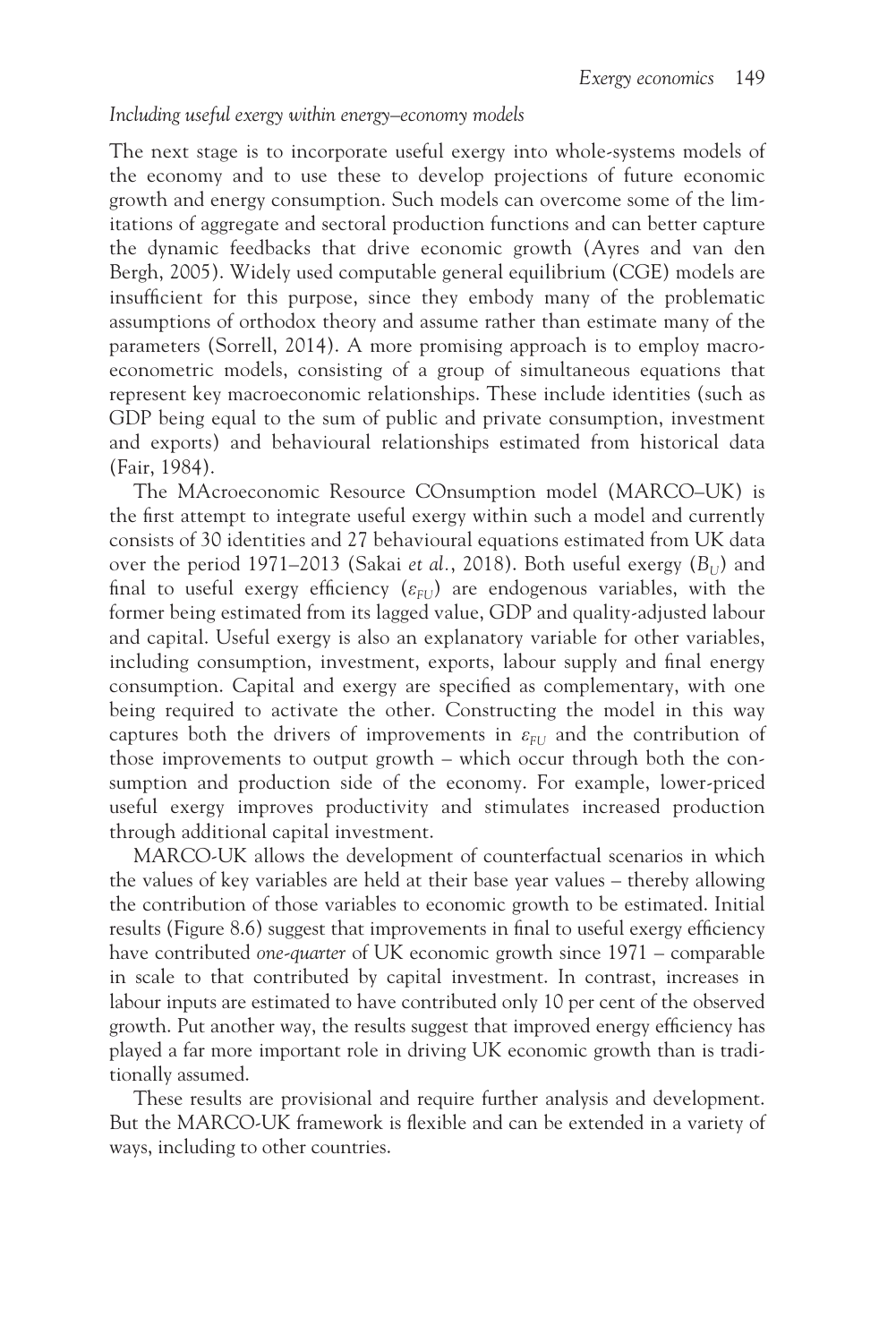*Including useful exergy within energy–economy models*

The next stage is to incorporate useful exergy into whole-systems models of the economy and to use these to develop projections of future economic growth and energy consumption. Such models can overcome some of the limitations of aggregate and sectoral production functions and can better capture the dynamic feedbacks that drive economic growth (Ayres and van den Bergh, 2005). Widely used computable general equilibrium (CGE) models are insufficient for this purpose, since they embody many of the problematic assumptions of orthodox theory and assume rather than estimate many of the parameters (Sorrell, 2014). A more promising approach is to employ macroeconometric models, consisting of a group of simultaneous equations that represent key macroeconomic relationships. These include identities (such as GDP being equal to the sum of public and private consumption, investment and exports) and behavioural relationships estimated from historical data (Fair, 1984).

The MAcroeconomic Resource COnsumption model (MARCO–UK) is the first attempt to integrate useful exergy within such a model and currently consists of 30 identities and 27 behavioural equations estimated from UK data over the period 1971–2013 (Sakai *et al.*, 2018). Both useful exergy ($B_U$) and final to useful exergy efficiency ($\varepsilon_{FU}$) are endogenous variables, with the former being estimated from its lagged value, GDP and quality-adjusted labour and capital. Useful exergy is also an explanatory variable for other variables, including consumption, investment, exports, labour supply and final energy consumption. Capital and exergy are specified as complementary, with one being required to activate the other. Constructing the model in this way captures both the drivers of improvements in $\varepsilon_{FU}$ and the contribution of those improvements to output growth – which occur through both the consumption and production side of the economy. For example, lower-priced useful exergy improves productivity and stimulates increased production through additional capital investment.

MARCO-UK allows the development of counterfactual scenarios in which the values of key variables are held at their base year values – thereby allowing the contribution of those variables to economic growth to be estimated. Initial results (Figure 8.6) suggest that improvements in final to useful exergy efficiency have contributed *one-quarter* of UK economic growth since 1971 – comparable in scale to that contributed by capital investment. In contrast, increases in labour inputs are estimated to have contributed only 10 per cent of the observed growth. Put another way, the results suggest that improved energy efficiency has played a far more important role in driving UK economic growth than is traditionally assumed.

These results are provisional and require further analysis and development. But the MARCO-UK framework is flexible and can be extended in a variety of ways, including to other countries.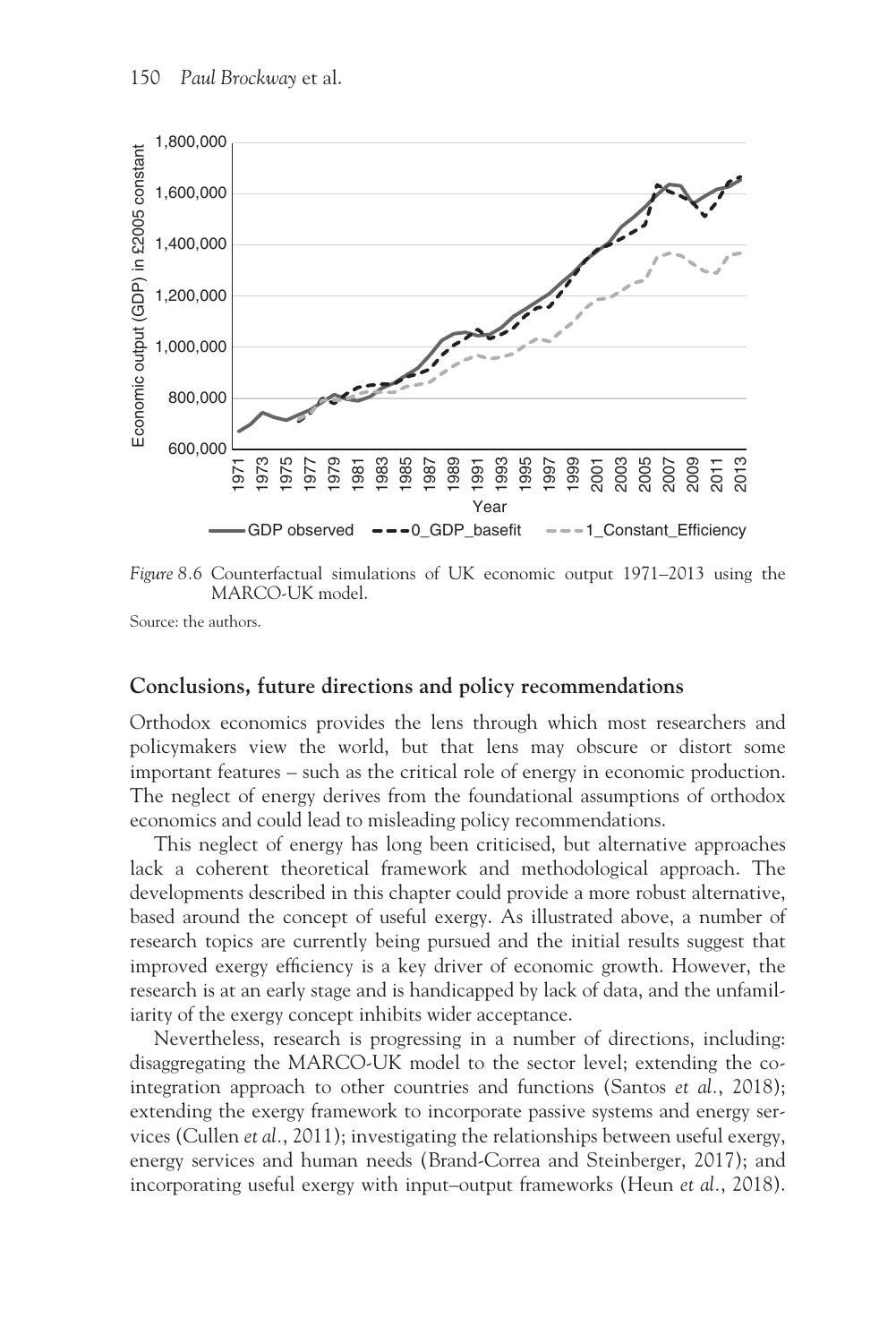*Figure 8.6* Counterfactual simulations of UK economic output 1971–2013 using the MARCO-UK model.

Source: the authors.

## Conclusions, future directions and policy recommendations

Orthodox economics provides the lens through which most researchers and policymakers view the world, but that lens may obscure or distort some important features – such as the critical role of energy in economic production. The neglect of energy derives from the foundational assumptions of orthodox economics and could lead to misleading policy recommendations.

This neglect of energy has long been criticised, but alternative approaches lack a coherent theoretical framework and methodological approach. The developments described in this chapter could provide a more robust alternative, based around the concept of useful exergy. As illustrated above, a number of research topics are currently being pursued and the initial results suggest that improved exergy efficiency is a key driver of economic growth. However, the research is at an early stage and is handicapped by lack of data, and the unfamiliarity of the exergy concept inhibits wider acceptance.

Nevertheless, research is progressing in a number of directions, including: disaggregating the MARCO-UK model to the sector level; extending the co-integration approach to other countries and functions (Santos *et al.*, 2018); extending the exergy framework to incorporate passive systems and energy services (Cullen *et al.*, 2011); investigating the relationships between useful exergy, energy services and human needs (Brand-Correa and Steinberger, 2017); and incorporating useful exergy with input–output frameworks (Heun *et al.*, 2018).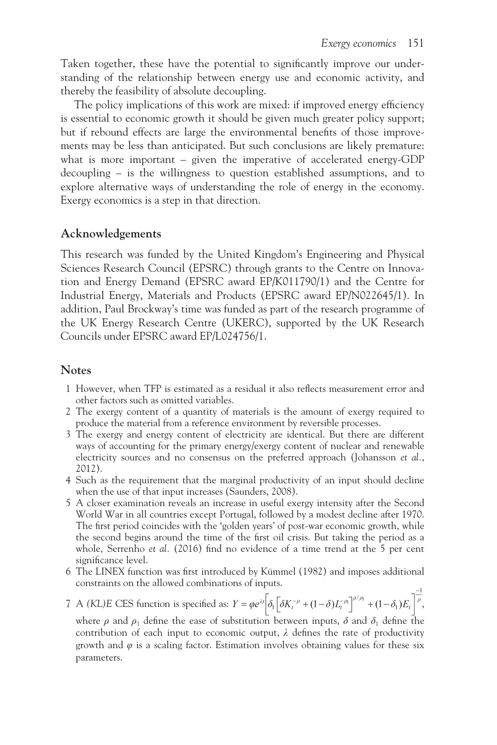Taken together, these have the potential to significantly improve our understanding of the relationship between energy use and economic activity, and thereby the feasibility of absolute decoupling.

The policy implications of this work are mixed: if improved energy efficiency is essential to economic growth it should be given much greater policy support; but if rebound effects are large the environmental benefits of those improvements may be less than anticipated. But such conclusions are likely premature: what is more important – given the imperative of accelerated energy-GDP decoupling – is the willingness to question established assumptions, and to explore alternative ways of understanding the role of energy in the economy. Exergy economics is a step in that direction.

## Acknowledgements

This research was funded by the United Kingdom's Engineering and Physical Sciences Research Council (EPSRC) through grants to the Centre on Innovation and Energy Demand (EPSRC award EP/K011790/1) and the Centre for Industrial Energy, Materials and Products (EPSRC award EP/N022645/1). In addition, Paul Brockway's time was funded as part of the research programme of the UK Energy Research Centre (UKERC), supported by the UK Research Councils under EPSRC award EP/L024756/1.

## Notes

1. However, when TFP is estimated as a residual it also reflects measurement error and other factors such as omitted variables.
2. The exergy content of a quantity of materials is the amount of exergy required to produce the material from a reference environment by reversible processes.
3. The exergy and energy content of electricity are identical. But there are different ways of accounting for the primary energy/exergy content of nuclear and renewable electricity sources and no consensus on the preferred approach (Johansson *et al.*, 2012).
4. Such as the requirement that the marginal productivity of an input should decline when the use of that input increases (Saunders, 2008).
5. A closer examination reveals an increase in useful exergy intensity after the Second World War in all countries except Portugal, followed by a modest decline after 1970. The first period coincides with the 'golden years' of post-war economic growth, while the second begins around the time of the first oil crisis. But taking the period as a whole, Serrenho *et al.* (2016) find no evidence of a time trend at the 5 per cent significance level.
6. The LINEX function was first introduced by Kümmel (1982) and imposes additional constraints on the allowed combinations of inputs.
7. A *(KL)E* CES function is specified as: $Y = \varphi e^{\lambda t}\left[\delta_1\left[\delta K_t^{-\rho} + (1-\delta)L_t^{-\rho_1}\right]^{\rho/\rho_1} + (1-\delta_1)E_t\right]^{\frac{-1}{\rho}}$, where $\rho$ and $\rho_1$ define the ease of substitution between inputs, $\delta$ and $\delta_1$ define the contribution of each input to economic output, $\lambda$ defines the rate of productivity growth and $\varphi$ is a scaling factor. Estimation involves obtaining values for these six parameters.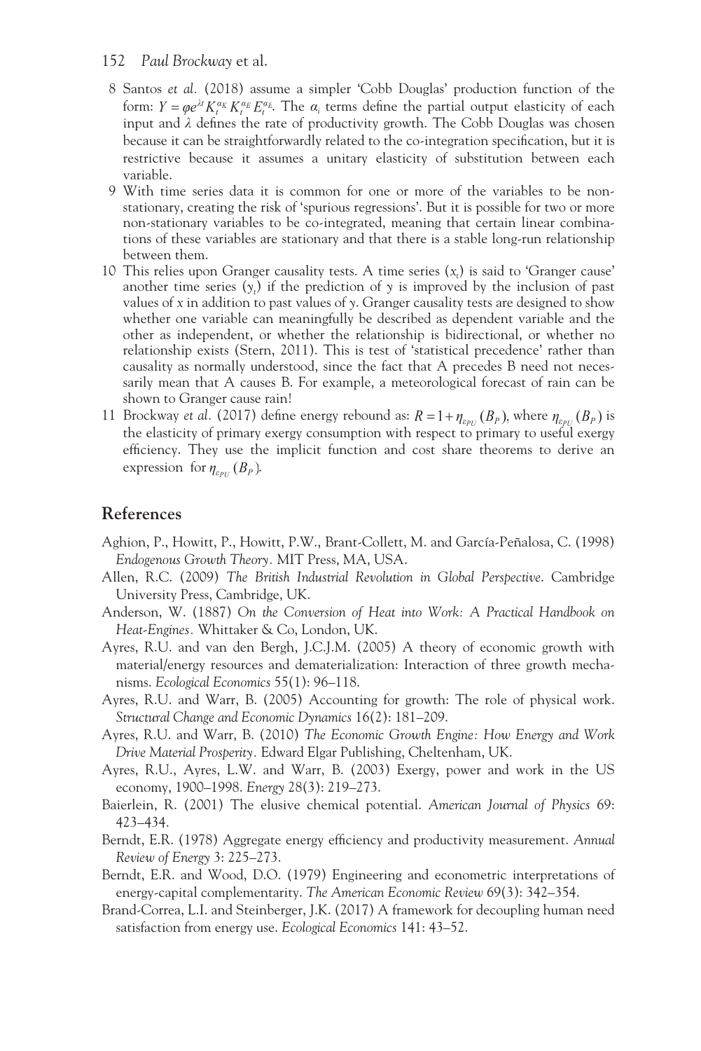8 Santos *et al.* (2018) assume a simpler 'Cobb Douglas' production function of the form: $Y = \varphi e^{\lambda t} K_t^{\alpha_K} K_t^{\alpha_E} E_t^{\alpha_E}$. The $\alpha_i$ terms define the partial output elasticity of each input and $\lambda$ defines the rate of productivity growth. The Cobb Douglas was chosen because it can be straightforwardly related to the co-integration specification, but it is restrictive because it assumes a unitary elasticity of substitution between each variable.

9 With time series data it is common for one or more of the variables to be non-stationary, creating the risk of 'spurious regressions'. But it is possible for two or more non-stationary variables to be co-integrated, meaning that certain linear combinations of these variables are stationary and that there is a stable long-run relationship between them.

10 This relies upon Granger causality tests. A time series ($x_t$) is said to 'Granger cause' another time series ($y_t$) if the prediction of $y$ is improved by the inclusion of past values of $x$ in addition to past values of $y$. Granger causality tests are designed to show whether one variable can meaningfully be described as dependent variable and the other as independent, or whether the relationship is bidirectional, or whether no relationship exists (Stern, 2011). This is test of 'statistical precedence' rather than causality as normally understood, since the fact that A precedes B need not necessarily mean that A causes B. For example, a meteorological forecast of rain can be shown to Granger cause rain!

11 Brockway *et al.* (2017) define energy rebound as: $R = 1 + \eta_{\varepsilon_{PU}}(B_P)$, where $\eta_{\varepsilon_{PU}}(B_P)$ is the elasticity of primary exergy consumption with respect to primary to useful exergy efficiency. They use the implicit function and cost share theorems to derive an expression for $\eta_{\varepsilon_{PU}}(B_P)$.

## References

Aghion, P., Howitt, P., Howitt, P.W., Brant-Collett, M. and García-Peñalosa, C. (1998) *Endogenous Growth Theory.* MIT Press, MA, USA.

Allen, R.C. (2009) *The British Industrial Revolution in Global Perspective*. Cambridge University Press, Cambridge, UK.

Anderson, W. (1887) *On the Conversion of Heat into Work: A Practical Handbook on Heat-Engines.* Whittaker & Co, London, UK.

Ayres, R.U. and van den Bergh, J.C.J.M. (2005) A theory of economic growth with material/energy resources and dematerialization: Interaction of three growth mechanisms. *Ecological Economics* 55(1): 96–118.

Ayres, R.U. and Warr, B. (2005) Accounting for growth: The role of physical work. *Structural Change and Economic Dynamics* 16(2): 181–209.

Ayres, R.U. and Warr, B. (2010) *The Economic Growth Engine: How Energy and Work Drive Material Prosperity.* Edward Elgar Publishing, Cheltenham, UK.

Ayres, R.U., Ayres, L.W. and Warr, B. (2003) Exergy, power and work in the US economy, 1900–1998. *Energy* 28(3): 219–273.

Baierlein, R. (2001) The elusive chemical potential. *American Journal of Physics* 69: 423–434.

Berndt, E.R. (1978) Aggregate energy efficiency and productivity measurement. *Annual Review of Energy* 3: 225–273.

Berndt, E.R. and Wood, D.O. (1979) Engineering and econometric interpretations of energy-capital complementarity. *The American Economic Review* 69(3): 342–354.

Brand-Correa, L.I. and Steinberger, J.K. (2017) A framework for decoupling human need satisfaction from energy use. *Ecological Economics* 141: 43–52.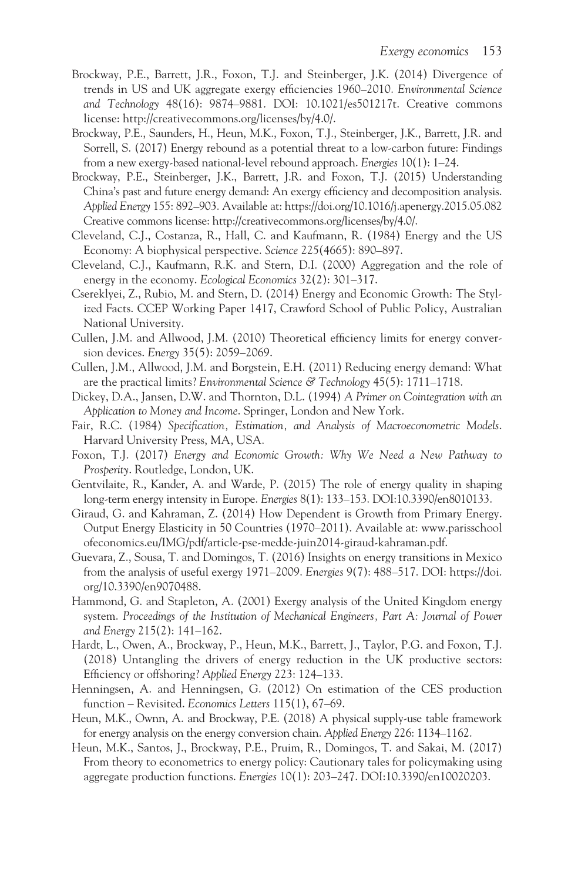Brockway, P.E., Barrett, J.R., Foxon, T.J. and Steinberger, J.K. (2014) Divergence of trends in US and UK aggregate exergy efficiencies 1960–2010. *Environmental Science and Technology* 48(16): 9874–9881. DOI: 10.1021/es501217t. Creative commons license: http://creativecommons.org/licenses/by/4.0/.

Brockway, P.E., Saunders, H., Heun, M.K., Foxon, T.J., Steinberger, J.K., Barrett, J.R. and Sorrell, S. (2017) Energy rebound as a potential threat to a low-carbon future: Findings from a new exergy-based national-level rebound approach. *Energies* 10(1): 1–24.

Brockway, P.E., Steinberger, J.K., Barrett, J.R. and Foxon, T.J. (2015) Understanding China's past and future energy demand: An exergy efficiency and decomposition analysis. *Applied Energy* 155: 892–903. Available at: https://doi.org/10.1016/j.apenergy.2015.05.082 Creative commons license: http://creativecommons.org/licenses/by/4.0/.

Cleveland, C.J., Costanza, R., Hall, C. and Kaufmann, R. (1984) Energy and the US Economy: A biophysical perspective. *Science* 225(4665): 890–897.

Cleveland, C.J., Kaufmann, R.K. and Stern, D.I. (2000) Aggregation and the role of energy in the economy. *Ecological Economics* 32(2): 301–317.

Csereklyei, Z., Rubio, M. and Stern, D. (2014) Energy and Economic Growth: The Stylized Facts. CCEP Working Paper 1417, Crawford School of Public Policy, Australian National University.

Cullen, J.M. and Allwood, J.M. (2010) Theoretical efficiency limits for energy conversion devices. *Energy* 35(5): 2059–2069.

Cullen, J.M., Allwood, J.M. and Borgstein, E.H. (2011) Reducing energy demand: What are the practical limits? *Environmental Science & Technology* 45(5): 1711–1718.

Dickey, D.A., Jansen, D.W. and Thornton, D.L. (1994) *A Primer on Cointegration with an Application to Money and Income*. Springer, London and New York.

Fair, R.C. (1984) *Specification, Estimation, and Analysis of Macroeconometric Models*. Harvard University Press, MA, USA.

Foxon, T.J. (2017) *Energy and Economic Growth: Why We Need a New Pathway to Prosperity*. Routledge, London, UK.

Gentvilaite, R., Kander, A. and Warde, P. (2015) The role of energy quality in shaping long-term energy intensity in Europe. *Energies* 8(1): 133–153. DOI:10.3390/en8010133.

Giraud, G. and Kahraman, Z. (2014) How Dependent is Growth from Primary Energy. Output Energy Elasticity in 50 Countries (1970–2011). Available at: www.parisschoolofeconomics.eu/IMG/pdf/article-pse-medde-juin2014-giraud-kahraman.pdf.

Guevara, Z., Sousa, T. and Domingos, T. (2016) Insights on energy transitions in Mexico from the analysis of useful exergy 1971–2009. *Energies* 9(7): 488–517. DOI: https://doi.org/10.3390/en9070488.

Hammond, G. and Stapleton, A. (2001) Exergy analysis of the United Kingdom energy system. *Proceedings of the Institution of Mechanical Engineers, Part A: Journal of Power and Energy* 215(2): 141–162.

Hardt, L., Owen, A., Brockway, P., Heun, M.K., Barrett, J., Taylor, P.G. and Foxon, T.J. (2018) Untangling the drivers of energy reduction in the UK productive sectors: Efficiency or offshoring? *Applied Energy* 223: 124–133.

Henningsen, A. and Henningsen, G. (2012) On estimation of the CES production function – Revisited. *Economics Letters* 115(1), 67–69.

Heun, M.K., Ownn, A. and Brockway, P.E. (2018) A physical supply-use table framework for energy analysis on the energy conversion chain. *Applied Energy* 226: 1134–1162.

Heun, M.K., Santos, J., Brockway, P.E., Pruim, R., Domingos, T. and Sakai, M. (2017) From theory to econometrics to energy policy: Cautionary tales for policymaking using aggregate production functions. *Energies* 10(1): 203–247. DOI:10.3390/en10020203.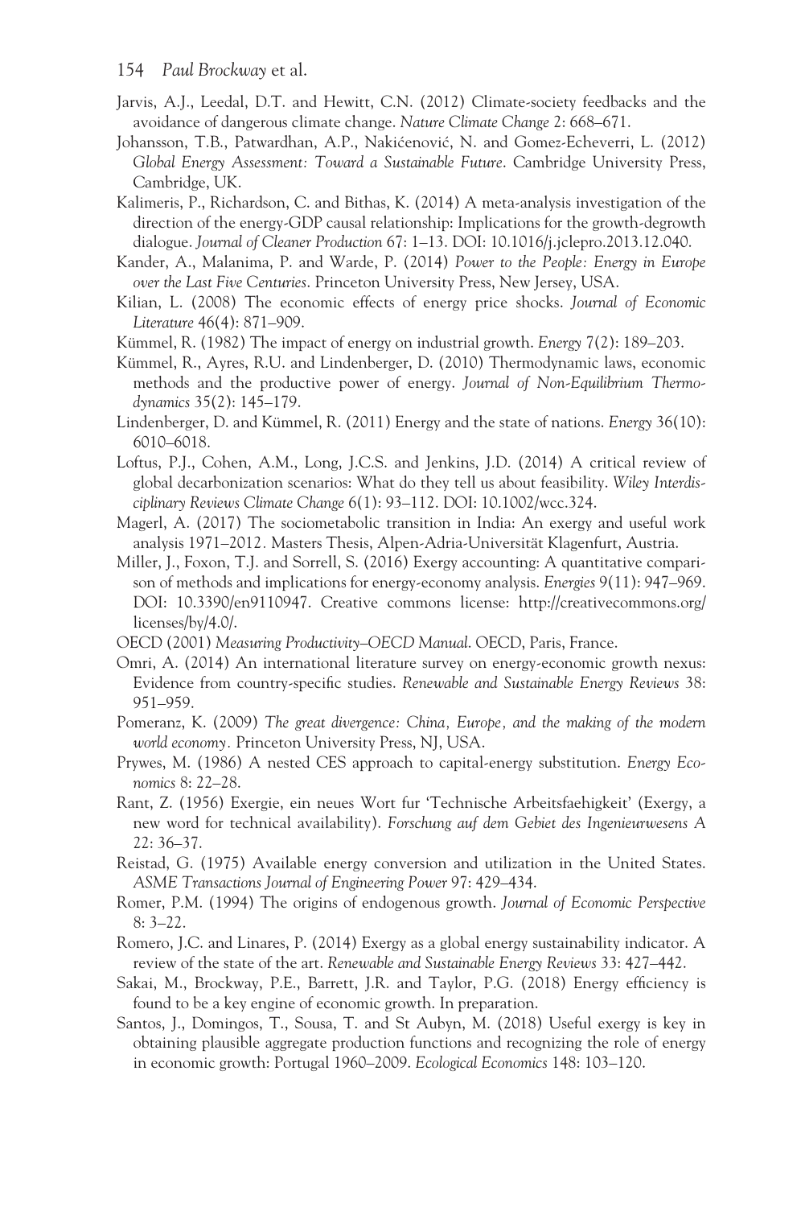Jarvis, A.J., Leedal, D.T. and Hewitt, C.N. (2012) Climate-society feedbacks and the avoidance of dangerous climate change. *Nature Climate Change* 2: 668–671.

Johansson, T.B., Patwardhan, A.P., Nakićenović, N. and Gomez-Echeverri, L. (2012) *Global Energy Assessment: Toward a Sustainable Future*. Cambridge University Press, Cambridge, UK.

Kalimeris, P., Richardson, C. and Bithas, K. (2014) A meta-analysis investigation of the direction of the energy-GDP causal relationship: Implications for the growth-degrowth dialogue. *Journal of Cleaner Production* 67: 1–13. DOI: 10.1016/j.jclepro.2013.12.040.

Kander, A., Malanima, P. and Warde, P. (2014) *Power to the People: Energy in Europe over the Last Five Centuries*. Princeton University Press, New Jersey, USA.

Kilian, L. (2008) The economic effects of energy price shocks. *Journal of Economic Literature* 46(4): 871–909.

Kümmel, R. (1982) The impact of energy on industrial growth. *Energy* 7(2): 189–203.

Kümmel, R., Ayres, R.U. and Lindenberger, D. (2010) Thermodynamic laws, economic methods and the productive power of energy. *Journal of Non-Equilibrium Thermodynamics* 35(2): 145–179.

Lindenberger, D. and Kümmel, R. (2011) Energy and the state of nations. *Energy* 36(10): 6010–6018.

Loftus, P.J., Cohen, A.M., Long, J.C.S. and Jenkins, J.D. (2014) A critical review of global decarbonization scenarios: What do they tell us about feasibility. *Wiley Interdisciplinary Reviews Climate Change* 6(1): 93–112. DOI: 10.1002/wcc.324.

Magerl, A. (2017) The sociometabolic transition in India: An exergy and useful work analysis 1971–2012. Masters Thesis, Alpen-Adria-Universität Klagenfurt, Austria.

Miller, J., Foxon, T.J. and Sorrell, S. (2016) Exergy accounting: A quantitative comparison of methods and implications for energy-economy analysis. *Energies* 9(11): 947–969. DOI: 10.3390/en9110947. Creative commons license: http://creativecommons.org/licenses/by/4.0/.

OECD (2001) *Measuring Productivity–OECD Manual*. OECD, Paris, France.

Omri, A. (2014) An international literature survey on energy-economic growth nexus: Evidence from country-specific studies. *Renewable and Sustainable Energy Reviews* 38: 951–959.

Pomeranz, K. (2009) *The great divergence: China, Europe, and the making of the modern world economy*. Princeton University Press, NJ, USA.

Prywes, M. (1986) A nested CES approach to capital-energy substitution. *Energy Economics* 8: 22–28.

Rant, Z. (1956) Exergie, ein neues Wort fur 'Technische Arbeitsfaehigkeit' (Exergy, a new word for technical availability). *Forschung auf dem Gebiet des Ingenieurwesens A* 22: 36–37.

Reistad, G. (1975) Available energy conversion and utilization in the United States. *ASME Transactions Journal of Engineering Power* 97: 429–434.

Romer, P.M. (1994) The origins of endogenous growth. *Journal of Economic Perspective* 8: 3–22.

Romero, J.C. and Linares, P. (2014) Exergy as a global energy sustainability indicator. A review of the state of the art. *Renewable and Sustainable Energy Reviews* 33: 427–442.

Sakai, M., Brockway, P.E., Barrett, J.R. and Taylor, P.G. (2018) Energy efficiency is found to be a key engine of economic growth. In preparation.

Santos, J., Domingos, T., Sousa, T. and St Aubyn, M. (2018) Useful exergy is key in obtaining plausible aggregate production functions and recognizing the role of energy in economic growth: Portugal 1960–2009. *Ecological Economics* 148: 103–120.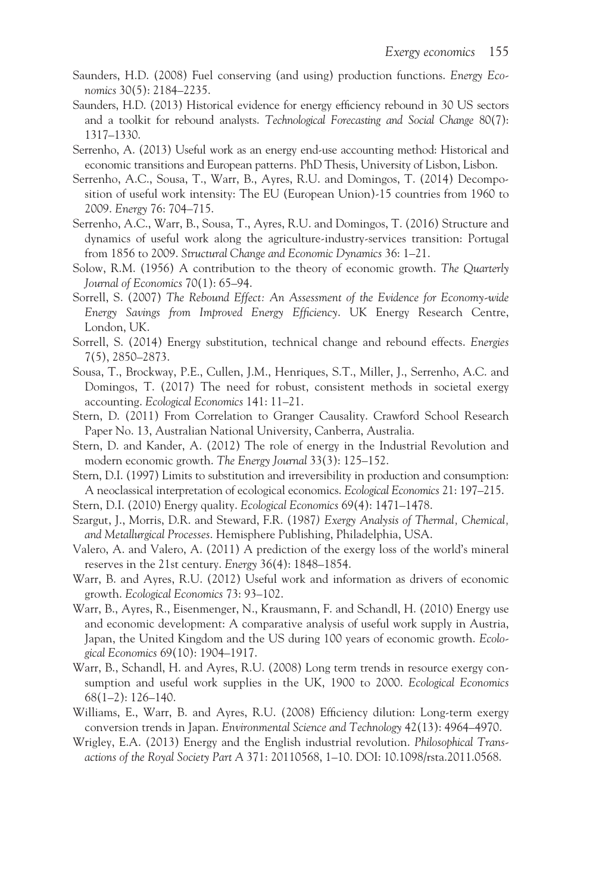Saunders, H.D. (2008) Fuel conserving (and using) production functions. *Energy Economics* 30(5): 2184–2235.

Saunders, H.D. (2013) Historical evidence for energy efficiency rebound in 30 US sectors and a toolkit for rebound analysts. *Technological Forecasting and Social Change* 80(7): 1317–1330.

Serrenho, A. (2013) Useful work as an energy end-use accounting method: Historical and economic transitions and European patterns. PhD Thesis, University of Lisbon, Lisbon.

Serrenho, A.C., Sousa, T., Warr, B., Ayres, R.U. and Domingos, T. (2014) Decomposition of useful work intensity: The EU (European Union)-15 countries from 1960 to 2009. *Energy* 76: 704–715.

Serrenho, A.C., Warr, B., Sousa, T., Ayres, R.U. and Domingos, T. (2016) Structure and dynamics of useful work along the agriculture-industry-services transition: Portugal from 1856 to 2009. *Structural Change and Economic Dynamics* 36: 1–21.

Solow, R.M. (1956) A contribution to the theory of economic growth. *The Quarterly Journal of Economics* 70(1): 65–94.

Sorrell, S. (2007) *The Rebound Effect: An Assessment of the Evidence for Economy-wide Energy Savings from Improved Energy Efficiency*. UK Energy Research Centre, London, UK.

Sorrell, S. (2014) Energy substitution, technical change and rebound effects. *Energies* 7(5), 2850–2873.

Sousa, T., Brockway, P.E., Cullen, J.M., Henriques, S.T., Miller, J., Serrenho, A.C. and Domingos, T. (2017) The need for robust, consistent methods in societal exergy accounting. *Ecological Economics* 141: 11–21.

Stern, D. (2011) From Correlation to Granger Causality. Crawford School Research Paper No. 13, Australian National University, Canberra, Australia.

Stern, D. and Kander, A. (2012) The role of energy in the Industrial Revolution and modern economic growth. *The Energy Journal* 33(3): 125–152.

Stern, D.I. (1997) Limits to substitution and irreversibility in production and consumption: A neoclassical interpretation of ecological economics. *Ecological Economics* 21: 197–215.

Stern, D.I. (2010) Energy quality. *Ecological Economics* 69(4): 1471–1478.

Szargut, J., Morris, D.R. and Steward, F.R. (1987) *Exergy Analysis of Thermal, Chemical, and Metallurgical Processes*. Hemisphere Publishing, Philadelphia, USA.

Valero, A. and Valero, A. (2011) A prediction of the exergy loss of the world's mineral reserves in the 21st century. *Energy* 36(4): 1848–1854.

Warr, B. and Ayres, R.U. (2012) Useful work and information as drivers of economic growth. *Ecological Economics* 73: 93–102.

Warr, B., Ayres, R., Eisenmenger, N., Krausmann, F. and Schandl, H. (2010) Energy use and economic development: A comparative analysis of useful work supply in Austria, Japan, the United Kingdom and the US during 100 years of economic growth. *Ecological Economics* 69(10): 1904–1917.

Warr, B., Schandl, H. and Ayres, R.U. (2008) Long term trends in resource exergy consumption and useful work supplies in the UK, 1900 to 2000. *Ecological Economics* 68(1–2): 126–140.

Williams, E., Warr, B. and Ayres, R.U. (2008) Efficiency dilution: Long-term exergy conversion trends in Japan. *Environmental Science and Technology* 42(13): 4964–4970.

Wrigley, E.A. (2013) Energy and the English industrial revolution. *Philosophical Transactions of the Royal Society Part A* 371: 20110568, 1–10. DOI: 10.1098/rsta.2011.0568.